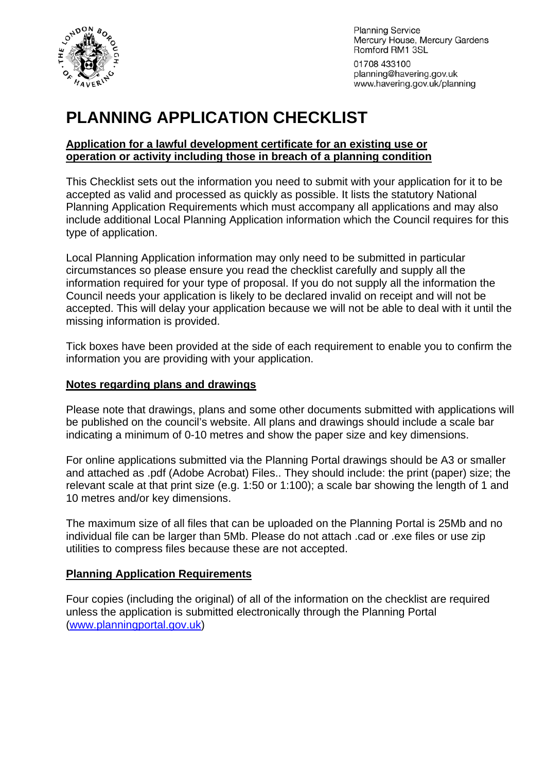Planning Service
Mercury House, Mercury Gardens
Romford RM1 3SL

01708 433100
planning@havering.gov.uk
www.havering.gov.uk/planning

# PLANNING APPLICATION CHECKLIST

**Application for a lawful development certificate for an existing use or operation or activity including those in breach of a planning condition**

This Checklist sets out the information you need to submit with your application for it to be accepted as valid and processed as quickly as possible. It lists the statutory National Planning Application Requirements which must accompany all applications and may also include additional Local Planning Application information which the Council requires for this type of application.

Local Planning Application information may only need to be submitted in particular circumstances so please ensure you read the checklist carefully and supply all the information required for your type of proposal. If you do not supply all the information the Council needs your application is likely to be declared invalid on receipt and will not be accepted. This will delay your application because we will not be able to deal with it until the missing information is provided.

Tick boxes have been provided at the side of each requirement to enable you to confirm the information you are providing with your application.

## Notes regarding plans and drawings

Please note that drawings, plans and some other documents submitted with applications will be published on the council's website. All plans and drawings should include a scale bar indicating a minimum of 0-10 metres and show the paper size and key dimensions.

For online applications submitted via the Planning Portal drawings should be A3 or smaller and attached as .pdf (Adobe Acrobat) Files.. They should include: the print (paper) size; the relevant scale at that print size (e.g. 1:50 or 1:100); a scale bar showing the length of 1 and 10 metres and/or key dimensions.

The maximum size of all files that can be uploaded on the Planning Portal is 25Mb and no individual file can be larger than 5Mb. Please do not attach .cad or .exe files or use zip utilities to compress files because these are not accepted.

## Planning Application Requirements

Four copies (including the original) of all of the information on the checklist are required unless the application is submitted electronically through the Planning Portal (www.planningportal.gov.uk)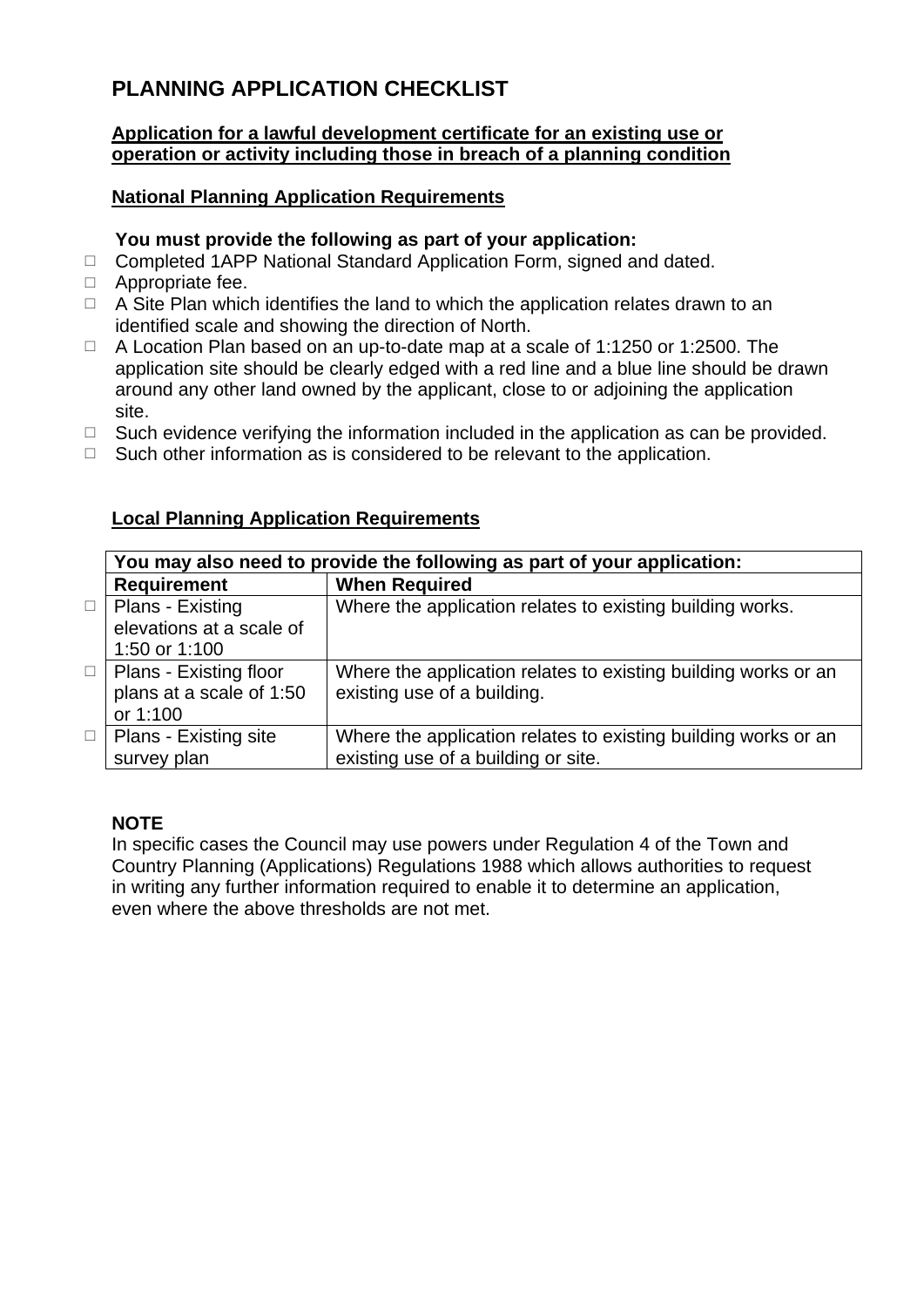# PLANNING APPLICATION CHECKLIST

**Application for a lawful development certificate for an existing use or operation or activity including those in breach of a planning condition**

**National Planning Application Requirements**

**You must provide the following as part of your application:**

- ☐ Completed 1APP National Standard Application Form, signed and dated.
- ☐ Appropriate fee.
- ☐ A Site Plan which identifies the land to which the application relates drawn to an identified scale and showing the direction of North.
- ☐ A Location Plan based on an up-to-date map at a scale of 1:1250 or 1:2500. The application site should be clearly edged with a red line and a blue line should be drawn around any other land owned by the applicant, close to or adjoining the application site.
- ☐ Such evidence verifying the information included in the application as can be provided.
- ☐ Such other information as is considered to be relevant to the application.

**Local Planning Application Requirements**

| | **You may also need to provide the following as part of your application:** | |
|---|---|---|
| | **Requirement** | **When Required** |
| ☐ | Plans - Existing elevations at a scale of 1:50 or 1:100 | Where the application relates to existing building works. |
| ☐ | Plans - Existing floor plans at a scale of 1:50 or 1:100 | Where the application relates to existing building works or an existing use of a building. |
| ☐ | Plans - Existing site survey plan | Where the application relates to existing building works or an existing use of a building or site. |

**NOTE**

In specific cases the Council may use powers under Regulation 4 of the Town and Country Planning (Applications) Regulations 1988 which allows authorities to request in writing any further information required to enable it to determine an application, even where the above thresholds are not met.